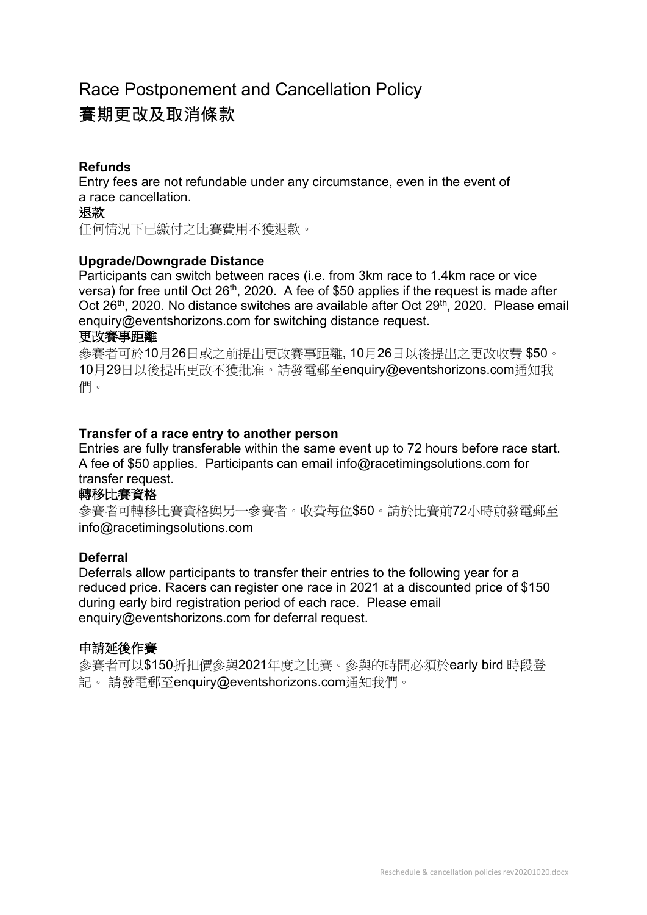# Race Postponement and Cancellation Policy

# 賽期更改及取消條款

**Refunds**

Entry fees are not refundable under any circumstance, even in the event of a race cancellation.

**退款**

任何情況下已繳付之比賽費用不獲退款。

**Upgrade/Downgrade Distance**

Participants can switch between races (i.e. from 3km race to 1.4km race or vice versa) for free until Oct 26th, 2020. A fee of $50 applies if the request is made after Oct 26th, 2020. No distance switches are available after Oct 29th, 2020. Please email enquiry@eventshorizons.com for switching distance request.

**更改賽事距離**

參賽者可於10月26日或之前提出更改賽事距離, 10月26日以後提出之更改收費 $50。10月29日以後提出更改不獲批准。請發電郵至enquiry@eventshorizons.com通知我們。

**Transfer of a race entry to another person**

Entries are fully transferable within the same event up to 72 hours before race start. A fee of $50 applies. Participants can email info@racetimingsolutions.com for transfer request.

**轉移比賽資格**

參賽者可轉移比賽資格與另一參賽者。收費每位$50。請於比賽前72小時前發電郵至info@racetimingsolutions.com

**Deferral**

Deferrals allow participants to transfer their entries to the following year for a reduced price. Racers can register one race in 2021 at a discounted price of $150 during early bird registration period of each race. Please email enquiry@eventshorizons.com for deferral request.

**申請延後作賽**

參賽者可以$150折扣價參與2021年度之比賽。參與的時間必須於early bird 時段登記。 請發電郵至enquiry@eventshorizons.com通知我們。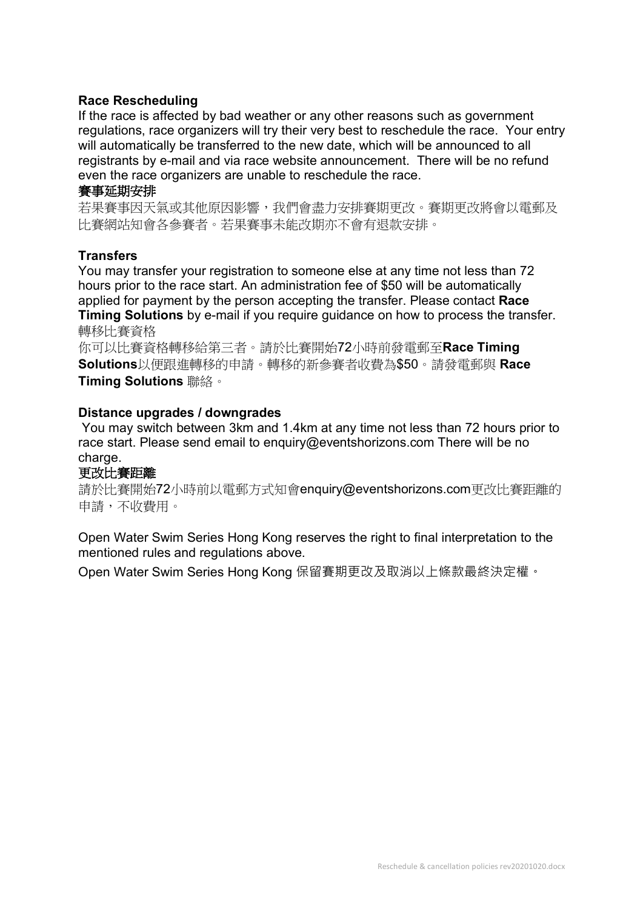**Race Rescheduling**

If the race is affected by bad weather or any other reasons such as government regulations, race organizers will try their very best to reschedule the race. Your entry will automatically be transferred to the new date, which will be announced to all registrants by e-mail and via race website announcement. There will be no refund even the race organizers are unable to reschedule the race.

**賽事延期安排**

若果賽事因天氣或其他原因影響，我們會盡力安排賽期更改。賽期更改將會以電郵及比賽網站知會各參賽者。若果賽事未能改期亦不會有退款安排。

**Transfers**

You may transfer your registration to someone else at any time not less than 72 hours prior to the race start. An administration fee of $50 will be automatically applied for payment by the person accepting the transfer. Please contact **Race Timing Solutions** by e-mail if you require guidance on how to process the transfer.

轉移比賽資格

你可以比賽資格轉移給第三者。請於比賽開始72小時前發電郵至**Race Timing Solutions**以便跟進轉移的申請。轉移的新參賽者收費為$50。請發電郵與 **Race Timing Solutions** 聯絡。

**Distance upgrades / downgrades**

You may switch between 3km and 1.4km at any time not less than 72 hours prior to race start. Please send email to enquiry@eventshorizons.com There will be no charge.

**更改比賽距離**

請於比賽開始72小時前以電郵方式知會enquiry@eventshorizons.com更改比賽距離的申請，不收費用。

Open Water Swim Series Hong Kong reserves the right to final interpretation to the mentioned rules and regulations above.

Open Water Swim Series Hong Kong 保留賽期更改及取消以上條款最終決定權。